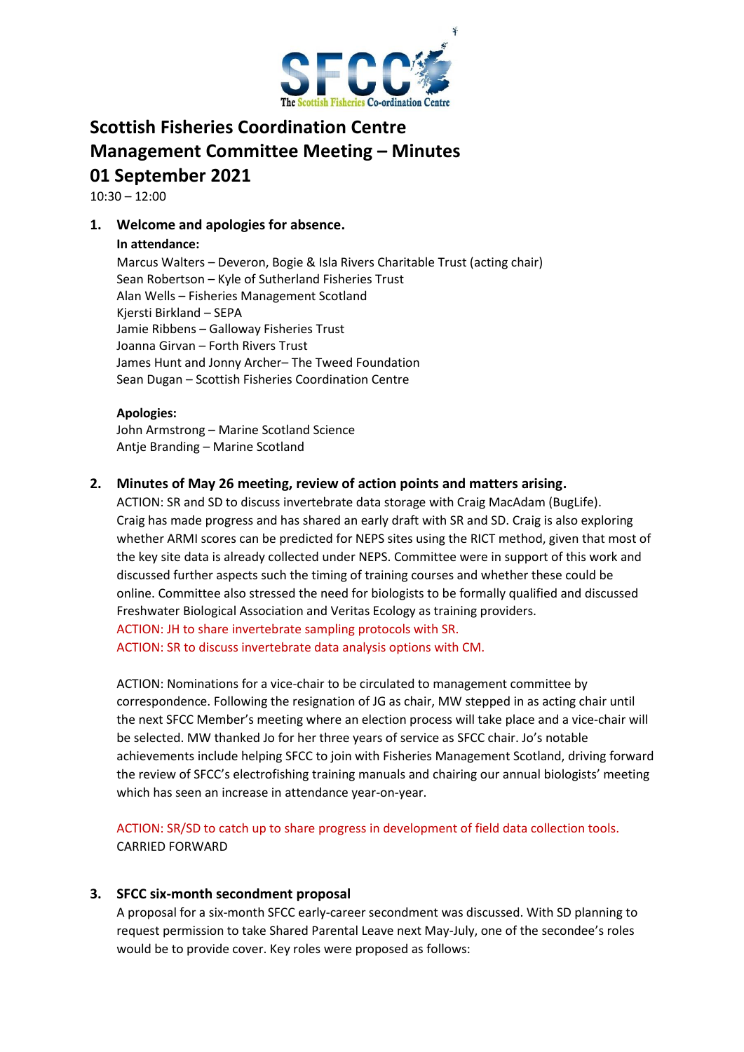# Scottish Fisheries Coordination Centre
# Management Committee Meeting – Minutes
# 01 September 2021

10:30 – 12:00

## 1. Welcome and apologies for absence.

**In attendance:**

Marcus Walters – Deveron, Bogie & Isla Rivers Charitable Trust (acting chair)
Sean Robertson – Kyle of Sutherland Fisheries Trust
Alan Wells – Fisheries Management Scotland
Kjersti Birkland – SEPA
Jamie Ribbens – Galloway Fisheries Trust
Joanna Girvan – Forth Rivers Trust
James Hunt and Jonny Archer– The Tweed Foundation
Sean Dugan – Scottish Fisheries Coordination Centre

**Apologies:**

John Armstrong – Marine Scotland Science
Antje Branding – Marine Scotland

## 2. Minutes of May 26 meeting, review of action points and matters arising.

ACTION: SR and SD to discuss invertebrate data storage with Craig MacAdam (BugLife). Craig has made progress and has shared an early draft with SR and SD. Craig is also exploring whether ARMI scores can be predicted for NEPS sites using the RICT method, given that most of the key site data is already collected under NEPS. Committee were in support of this work and discussed further aspects such the timing of training courses and whether these could be online. Committee also stressed the need for biologists to be formally qualified and discussed Freshwater Biological Association and Veritas Ecology as training providers.

ACTION: JH to share invertebrate sampling protocols with SR.

ACTION: SR to discuss invertebrate data analysis options with CM.

ACTION: Nominations for a vice-chair to be circulated to management committee by correspondence. Following the resignation of JG as chair, MW stepped in as acting chair until the next SFCC Member's meeting where an election process will take place and a vice-chair will be selected. MW thanked Jo for her three years of service as SFCC chair. Jo's notable achievements include helping SFCC to join with Fisheries Management Scotland, driving forward the review of SFCC's electrofishing training manuals and chairing our annual biologists' meeting which has seen an increase in attendance year-on-year.

ACTION: SR/SD to catch up to share progress in development of field data collection tools. CARRIED FORWARD

## 3. SFCC six-month secondment proposal

A proposal for a six-month SFCC early-career secondment was discussed. With SD planning to request permission to take Shared Parental Leave next May-July, one of the secondee's roles would be to provide cover. Key roles were proposed as follows: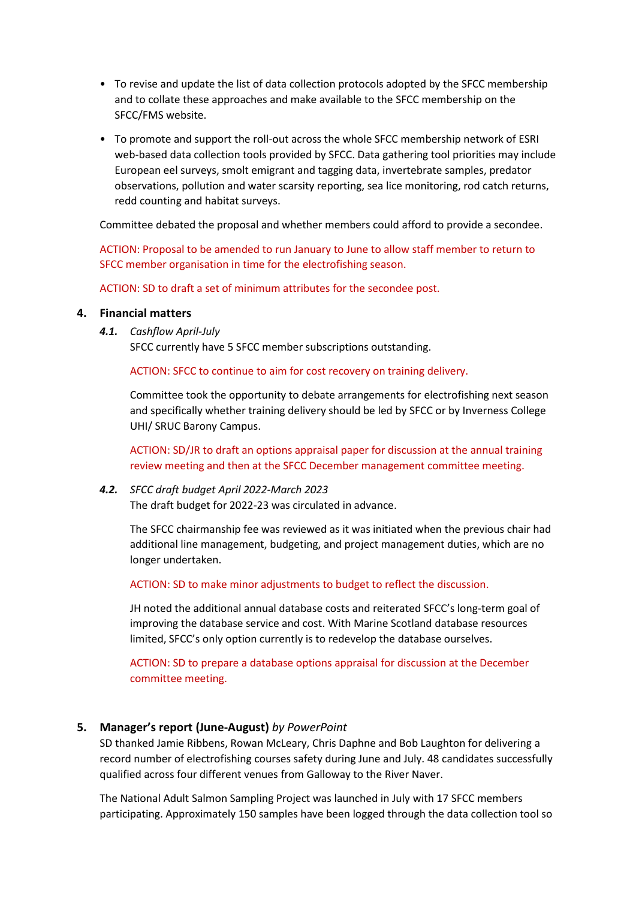- To revise and update the list of data collection protocols adopted by the SFCC membership and to collate these approaches and make available to the SFCC membership on the SFCC/FMS website.
- To promote and support the roll-out across the whole SFCC membership network of ESRI web-based data collection tools provided by SFCC. Data gathering tool priorities may include European eel surveys, smolt emigrant and tagging data, invertebrate samples, predator observations, pollution and water scarsity reporting, sea lice monitoring, rod catch returns, redd counting and habitat surveys.

Committee debated the proposal and whether members could afford to provide a secondee.

ACTION: Proposal to be amended to run January to June to allow staff member to return to SFCC member organisation in time for the electrofishing season.

ACTION: SD to draft a set of minimum attributes for the secondee post.

## 4. Financial matters

### *4.1. Cashflow April-July*

SFCC currently have 5 SFCC member subscriptions outstanding.

ACTION: SFCC to continue to aim for cost recovery on training delivery.

Committee took the opportunity to debate arrangements for electrofishing next season and specifically whether training delivery should be led by SFCC or by Inverness College UHI/ SRUC Barony Campus.

ACTION: SD/JR to draft an options appraisal paper for discussion at the annual training review meeting and then at the SFCC December management committee meeting.

### *4.2. SFCC draft budget April 2022-March 2023*

The draft budget for 2022-23 was circulated in advance.

The SFCC chairmanship fee was reviewed as it was initiated when the previous chair had additional line management, budgeting, and project management duties, which are no longer undertaken.

ACTION: SD to make minor adjustments to budget to reflect the discussion.

JH noted the additional annual database costs and reiterated SFCC's long-term goal of improving the database service and cost. With Marine Scotland database resources limited, SFCC's only option currently is to redevelop the database ourselves.

ACTION: SD to prepare a database options appraisal for discussion at the December committee meeting.

## 5. Manager's report (June-August) *by PowerPoint*

SD thanked Jamie Ribbens, Rowan McLeary, Chris Daphne and Bob Laughton for delivering a record number of electrofishing courses safety during June and July. 48 candidates successfully qualified across four different venues from Galloway to the River Naver.

The National Adult Salmon Sampling Project was launched in July with 17 SFCC members participating. Approximately 150 samples have been logged through the data collection tool so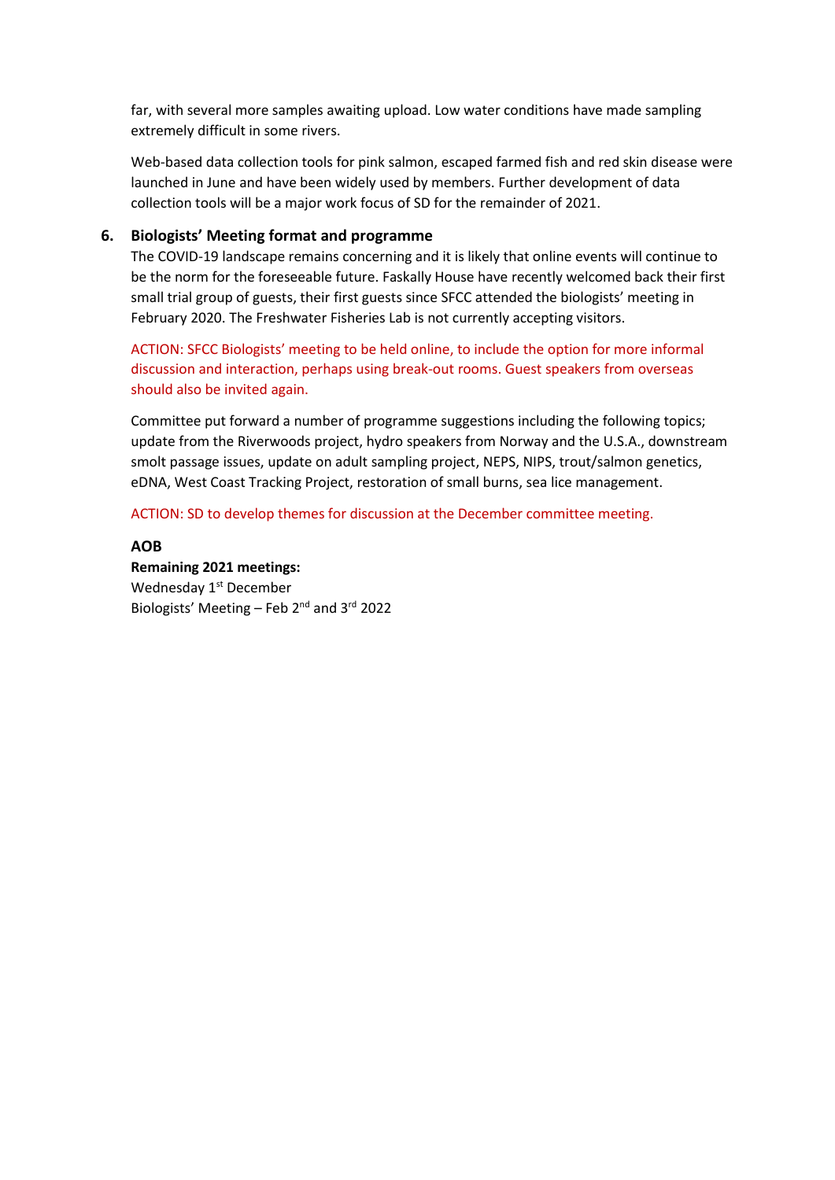far, with several more samples awaiting upload. Low water conditions have made sampling extremely difficult in some rivers.

Web-based data collection tools for pink salmon, escaped farmed fish and red skin disease were launched in June and have been widely used by members. Further development of data collection tools will be a major work focus of SD for the remainder of 2021.

## 6. Biologists' Meeting format and programme

The COVID-19 landscape remains concerning and it is likely that online events will continue to be the norm for the foreseeable future. Faskally House have recently welcomed back their first small trial group of guests, their first guests since SFCC attended the biologists' meeting in February 2020. The Freshwater Fisheries Lab is not currently accepting visitors.

ACTION: SFCC Biologists' meeting to be held online, to include the option for more informal discussion and interaction, perhaps using break-out rooms. Guest speakers from overseas should also be invited again.

Committee put forward a number of programme suggestions including the following topics; update from the Riverwoods project, hydro speakers from Norway and the U.S.A., downstream smolt passage issues, update on adult sampling project, NEPS, NIPS, trout/salmon genetics, eDNA, West Coast Tracking Project, restoration of small burns, sea lice management.

ACTION: SD to develop themes for discussion at the December committee meeting.

## AOB

**Remaining 2021 meetings:**

Wednesday 1st December
Biologists' Meeting – Feb 2nd and 3rd 2022